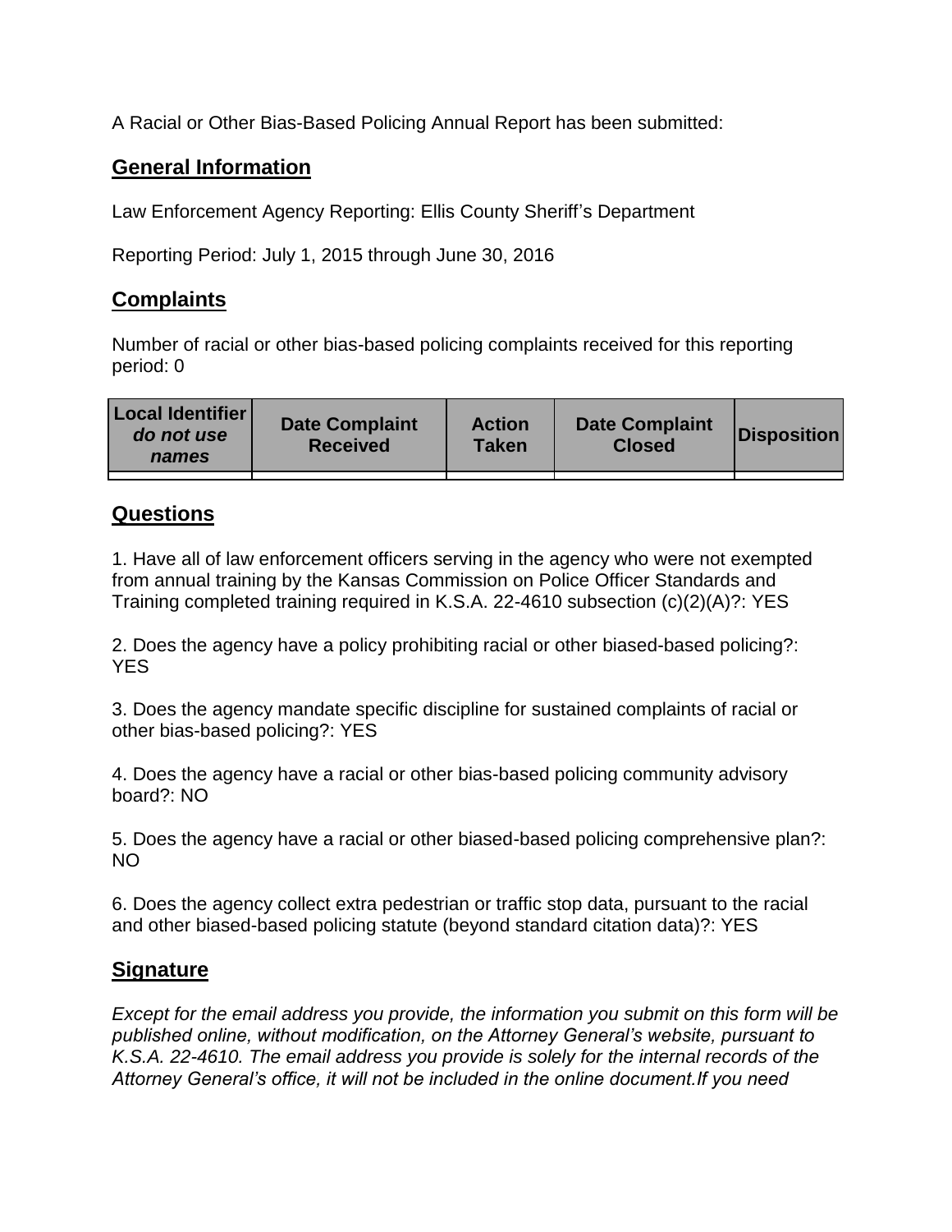A Racial or Other Bias-Based Policing Annual Report has been submitted:

## General Information

Law Enforcement Agency Reporting: Ellis County Sheriff's Department

Reporting Period: July 1, 2015 through June 30, 2016

## Complaints

Number of racial or other bias-based policing complaints received for this reporting period: 0

| Local Identifier *do not use names* | Date Complaint Received | Action Taken | Date Complaint Closed | Disposition |
|---|---|---|---|---|
| | | | | |

## Questions

1. Have all of law enforcement officers serving in the agency who were not exempted from annual training by the Kansas Commission on Police Officer Standards and Training completed training required in K.S.A. 22-4610 subsection (c)(2)(A)?: YES

2. Does the agency have a policy prohibiting racial or other biased-based policing?: YES

3. Does the agency mandate specific discipline for sustained complaints of racial or other bias-based policing?: YES

4. Does the agency have a racial or other bias-based policing community advisory board?: NO

5. Does the agency have a racial or other biased-based policing comprehensive plan?: NO

6. Does the agency collect extra pedestrian or traffic stop data, pursuant to the racial and other biased-based policing statute (beyond standard citation data)?: YES

## Signature

*Except for the email address you provide, the information you submit on this form will be published online, without modification, on the Attorney General's website, pursuant to K.S.A. 22-4610. The email address you provide is solely for the internal records of the Attorney General's office, it will not be included in the online document.If you need*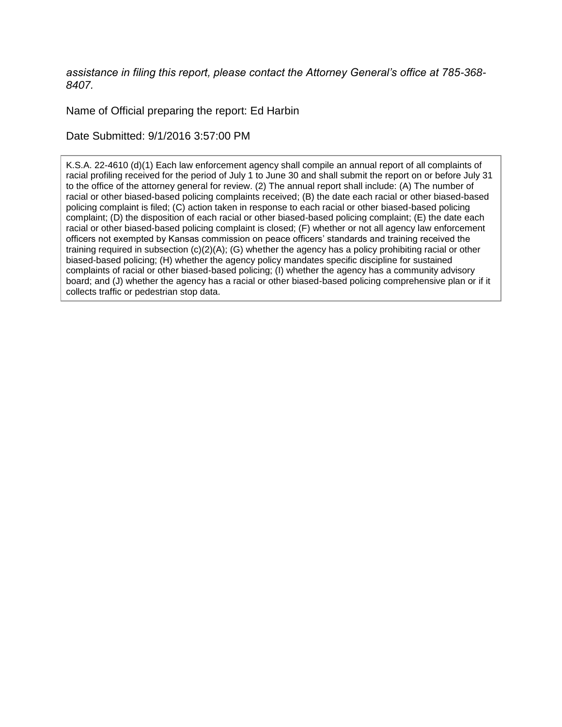*assistance in filing this report, please contact the Attorney General's office at 785-368-8407.*

Name of Official preparing the report: Ed Harbin

Date Submitted: 9/1/2016 3:57:00 PM

K.S.A. 22-4610 (d)(1) Each law enforcement agency shall compile an annual report of all complaints of racial profiling received for the period of July 1 to June 30 and shall submit the report on or before July 31 to the office of the attorney general for review. (2) The annual report shall include: (A) The number of racial or other biased-based policing complaints received; (B) the date each racial or other biased-based policing complaint is filed; (C) action taken in response to each racial or other biased-based policing complaint; (D) the disposition of each racial or other biased-based policing complaint; (E) the date each racial or other biased-based policing complaint is closed; (F) whether or not all agency law enforcement officers not exempted by Kansas commission on peace officers' standards and training received the training required in subsection (c)(2)(A); (G) whether the agency has a policy prohibiting racial or other biased-based policing; (H) whether the agency policy mandates specific discipline for sustained complaints of racial or other biased-based policing; (I) whether the agency has a community advisory board; and (J) whether the agency has a racial or other biased-based policing comprehensive plan or if it collects traffic or pedestrian stop data.